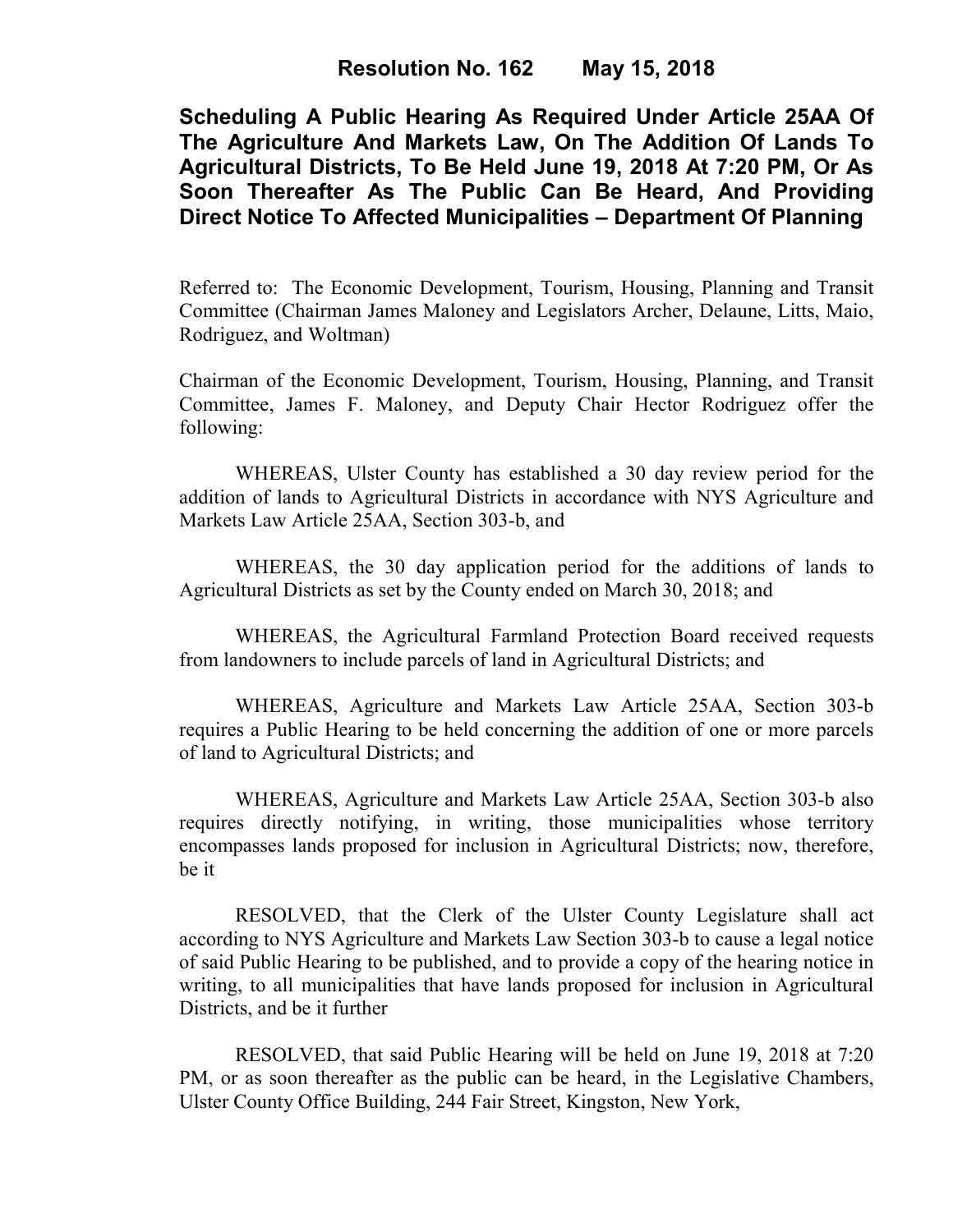# Resolution No. 162 May 15, 2018

## Scheduling A Public Hearing As Required Under Article 25AA Of The Agriculture And Markets Law, On The Addition Of Lands To Agricultural Districts, To Be Held June 19, 2018 At 7:20 PM, Or As Soon Thereafter As The Public Can Be Heard, And Providing Direct Notice To Affected Municipalities – Department Of Planning

Referred to: The Economic Development, Tourism, Housing, Planning and Transit Committee (Chairman James Maloney and Legislators Archer, Delaune, Litts, Maio, Rodriguez, and Woltman)

Chairman of the Economic Development, Tourism, Housing, Planning, and Transit Committee, James F. Maloney, and Deputy Chair Hector Rodriguez offer the following:

WHEREAS, Ulster County has established a 30 day review period for the addition of lands to Agricultural Districts in accordance with NYS Agriculture and Markets Law Article 25AA, Section 303-b, and

WHEREAS, the 30 day application period for the additions of lands to Agricultural Districts as set by the County ended on March 30, 2018; and

WHEREAS, the Agricultural Farmland Protection Board received requests from landowners to include parcels of land in Agricultural Districts; and

WHEREAS, Agriculture and Markets Law Article 25AA, Section 303-b requires a Public Hearing to be held concerning the addition of one or more parcels of land to Agricultural Districts; and

WHEREAS, Agriculture and Markets Law Article 25AA, Section 303-b also requires directly notifying, in writing, those municipalities whose territory encompasses lands proposed for inclusion in Agricultural Districts; now, therefore, be it

RESOLVED, that the Clerk of the Ulster County Legislature shall act according to NYS Agriculture and Markets Law Section 303-b to cause a legal notice of said Public Hearing to be published, and to provide a copy of the hearing notice in writing, to all municipalities that have lands proposed for inclusion in Agricultural Districts, and be it further

RESOLVED, that said Public Hearing will be held on June 19, 2018 at 7:20 PM, or as soon thereafter as the public can be heard, in the Legislative Chambers, Ulster County Office Building, 244 Fair Street, Kingston, New York,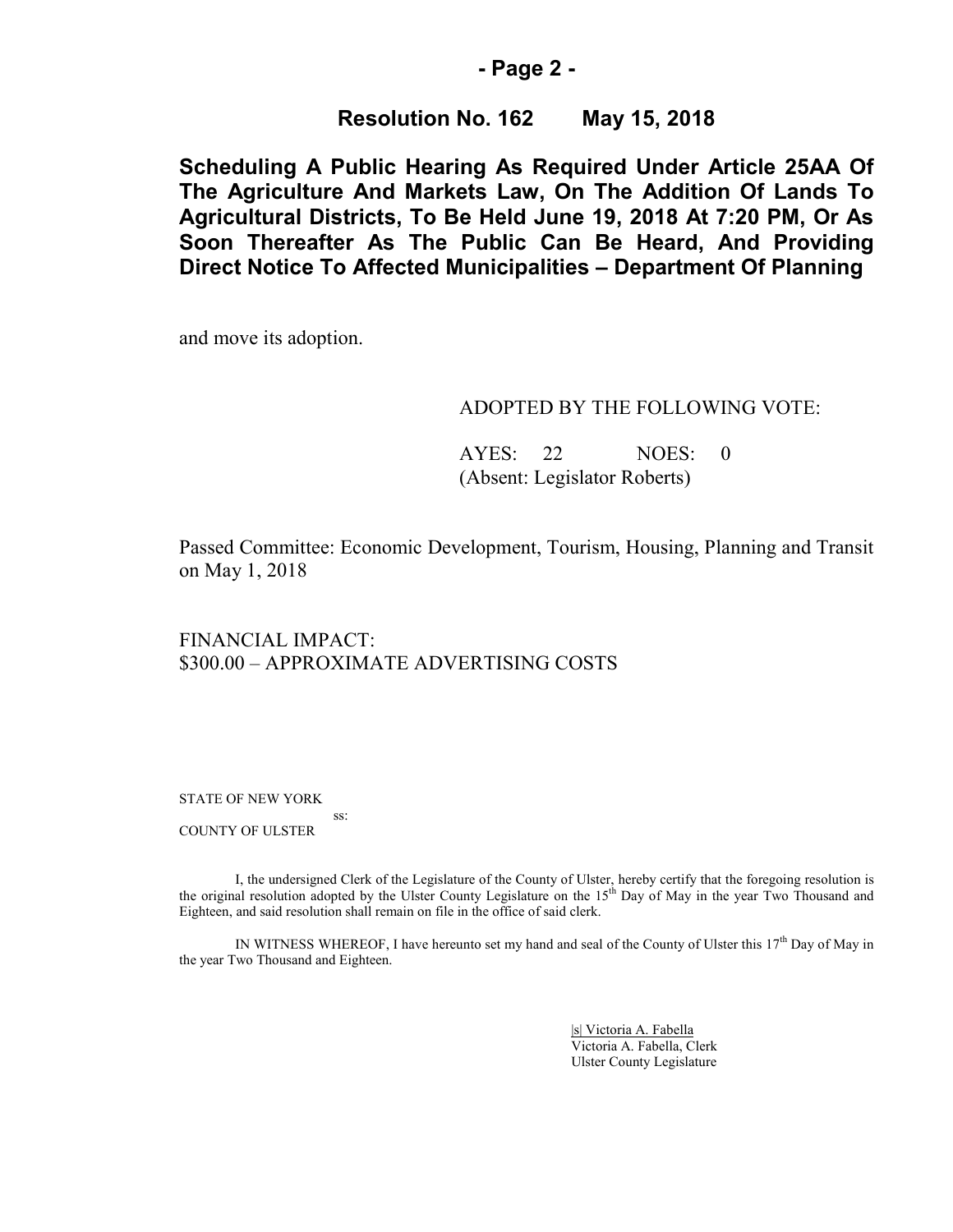**Resolution No. 162 May 15, 2018**

**Scheduling A Public Hearing As Required Under Article 25AA Of The Agriculture And Markets Law, On The Addition Of Lands To Agricultural Districts, To Be Held June 19, 2018 At 7:20 PM, Or As Soon Thereafter As The Public Can Be Heard, And Providing Direct Notice To Affected Municipalities – Department Of Planning**

and move its adoption.

ADOPTED BY THE FOLLOWING VOTE:

AYES: 22 NOES: 0
(Absent: Legislator Roberts)

Passed Committee: Economic Development, Tourism, Housing, Planning and Transit on May 1, 2018

FINANCIAL IMPACT:
$300.00 – APPROXIMATE ADVERTISING COSTS

STATE OF NEW YORK
ss:
COUNTY OF ULSTER

I, the undersigned Clerk of the Legislature of the County of Ulster, hereby certify that the foregoing resolution is the original resolution adopted by the Ulster County Legislature on the 15th Day of May in the year Two Thousand and Eighteen, and said resolution shall remain on file in the office of said clerk.

IN WITNESS WHEREOF, I have hereunto set my hand and seal of the County of Ulster this 17th Day of May in the year Two Thousand and Eighteen.

|s| Victoria A. Fabella
Victoria A. Fabella, Clerk
Ulster County Legislature